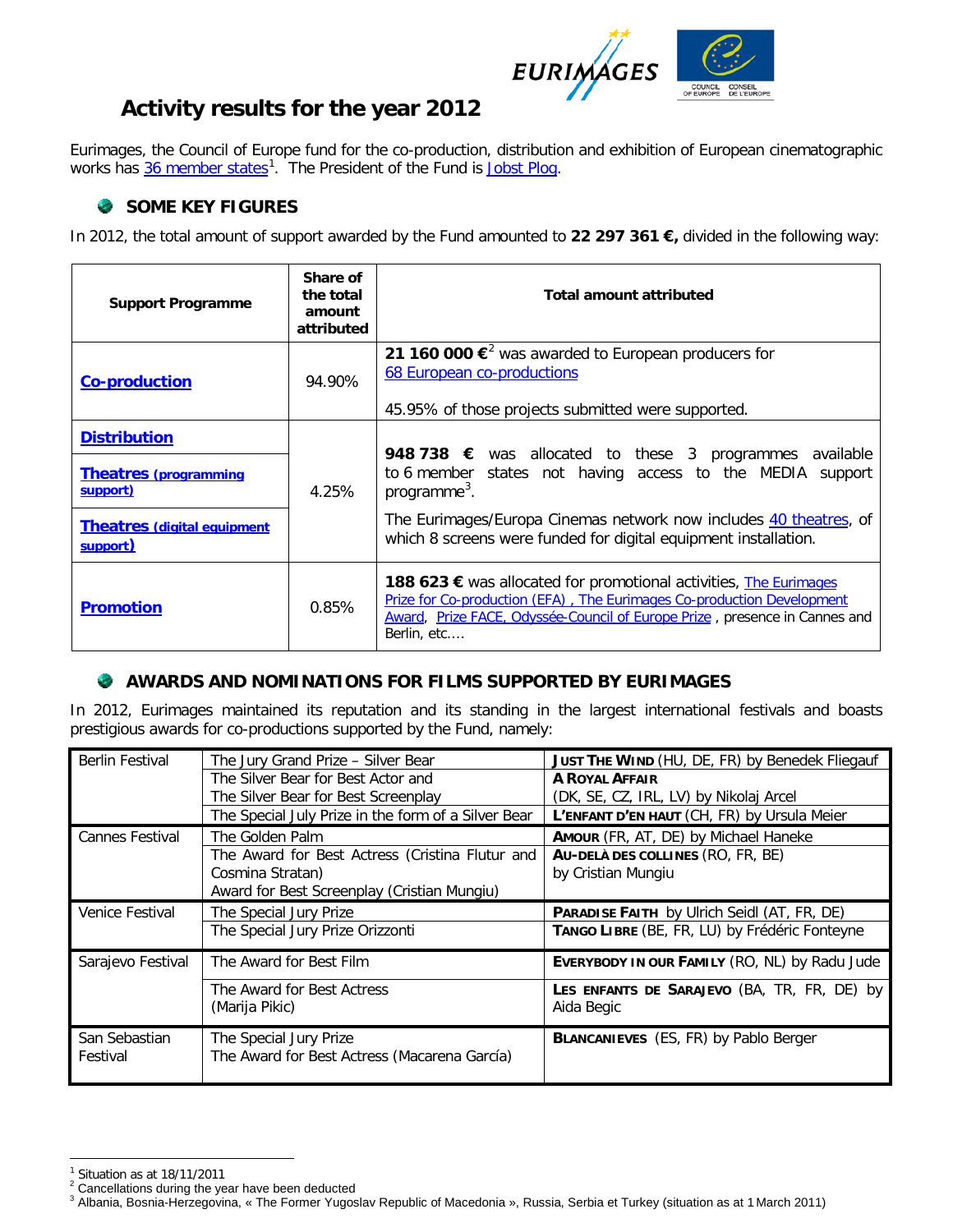# Activity results for the year 2012

Eurimages, the Council of Europe fund for the co-production, distribution and exhibition of European cinematographic works has 36 member states[1]. The President of the Fund is Jobst Plog.

## SOME KEY FIGURES

In 2012, the total amount of support awarded by the Fund amounted to **22 297 361 €,** divided in the following way:

| Support Programme | Share of the total amount attributed | Total amount attributed |
|---|---|---|
| **Co-production** | 94.90% | **21 160 000 €**[2] was awarded to European producers for 68 European co-productions<br><br>45.95% of those projects submitted were supported. |
| **Distribution**<br><br>**Theatres (programming support)**<br><br>**Theatres (digital equipment support)** | 4.25% | **948 738 €** was allocated to these 3 programmes available to 6 member states not having access to the MEDIA support programme[3].<br><br>The Eurimages/Europa Cinemas network now includes 40 theatres, of which 8 screens were funded for digital equipment installation. |
| **Promotion** | 0.85% | **188 623 €** was allocated for promotional activities, The Eurimages Prize for Co-production (EFA) , The Eurimages Co-production Development Award, Prize FACE, Odyssée-Council of Europe Prize , presence in Cannes and Berlin, etc.… |

## AWARDS AND NOMINATIONS FOR FILMS SUPPORTED BY EURIMAGES

In 2012, Eurimages maintained its reputation and its standing in the largest international festivals and boasts prestigious awards for co-productions supported by the Fund, namely:

| | | |
|---|---|---|
| Berlin Festival | The Jury Grand Prize – Silver Bear | **JUST THE WIND** (HU, DE, FR) by Benedek Fliegauf |
| | The Silver Bear for Best Actor and<br>The Silver Bear for Best Screenplay | **A ROYAL AFFAIR**<br>(DK, SE, CZ, IRL, LV) by Nikolaj Arcel |
| | The Special July Prize in the form of a Silver Bear | **L'ENFANT D'EN HAUT** (CH, FR) by Ursula Meier |
| Cannes Festival | The Golden Palm | **AMOUR** (FR, AT, DE) by Michael Haneke |
| | The Award for Best Actress (Cristina Flutur and Cosmina Stratan)<br>Award for Best Screenplay (Cristian Mungiu) | **AU-DELÀ DES COLLINES** (RO, FR, BE)<br>by Cristian Mungiu |
| Venice Festival | The Special Jury Prize | **PARADISE FAITH** by Ulrich Seidl (AT, FR, DE) |
| | The Special Jury Prize Orizzonti | **TANGO LIBRE** (BE, FR, LU) by Frédéric Fonteyne |
| Sarajevo Festival | The Award for Best Film | **EVERYBODY IN OUR FAMILY** (RO, NL) by Radu Jude |
| | The Award for Best Actress<br>(Marija Pikic) | **LES ENFANTS DE SARAJEVO** (BA, TR, FR, DE) by Aida Begic |
| San Sebastian Festival | The Special Jury Prize<br>The Award for Best Actress (Macarena García) | **BLANCANIEVES** (ES, FR) by Pablo Berger |

[1] Situation as at 18/11/2011
[2] Cancellations during the year have been deducted
[3] Albania, Bosnia-Herzegovina, « The Former Yugoslav Republic of Macedonia », Russia, Serbia et Turkey (situation as at 1 March 2011)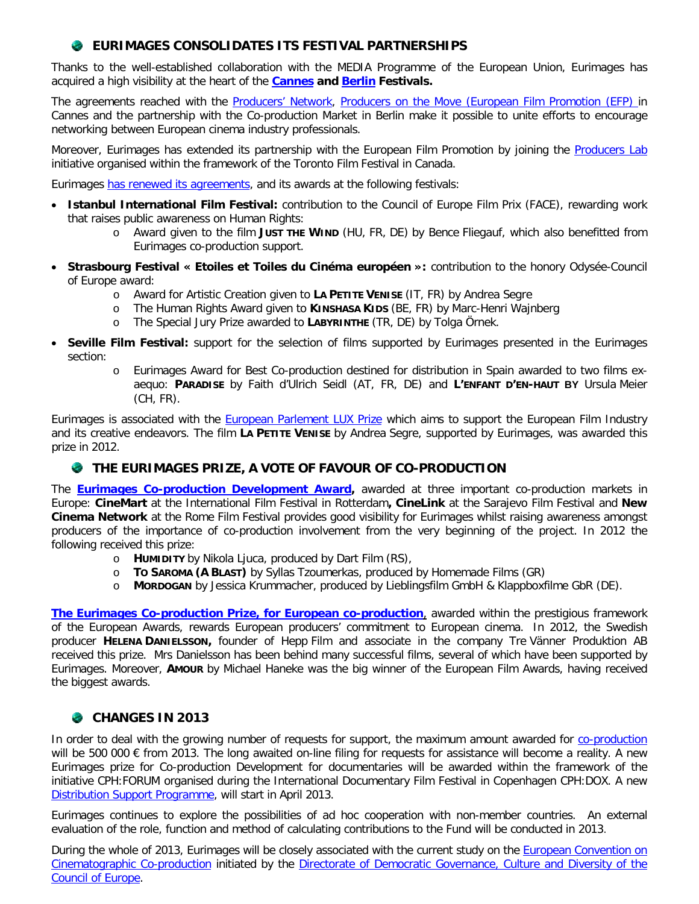## EURIMAGES CONSOLIDATES ITS FESTIVAL PARTNERSHIPS

Thanks to the well-established collaboration with the MEDIA Programme of the European Union, Eurimages has acquired a high visibility at the heart of the **Cannes** and **Berlin** **Festivals.**

The agreements reached with the Producers' Network, Producers on the Move (European Film Promotion (EFP) in Cannes and the partnership with the Co-production Market in Berlin make it possible to unite efforts to encourage networking between European cinema industry professionals.

Moreover, Eurimages has extended its partnership with the European Film Promotion by joining the Producers Lab initiative organised within the framework of the Toronto Film Festival in Canada.

Eurimages has renewed its agreements, and its awards at the following festivals:

- **Istanbul International Film Festival:** contribution to the Council of Europe Film Prix (FACE), rewarding work that raises public awareness on Human Rights:
  - Award given to the film **JUST THE WIND** (HU, FR, DE) by Bence Fliegauf, which also benefitted from Eurimages co-production support.
- **Strasbourg Festival « Etoiles et Toiles du Cinéma européen »:** contribution to the honory Odysée-Council of Europe award:
  - Award for Artistic Creation given to **LA PETITE VENISE** (IT, FR) by Andrea Segre
  - The Human Rights Award given to **KINSHASA KIDS** (BE, FR) by Marc-Henri Wajnberg
  - The Special Jury Prize awarded to **LABYRINTHE** (TR, DE) by Tolga Örnek.
- **Seville Film Festival:** support for the selection of films supported by Eurimages presented in the Eurimages section:
  - Eurimages Award for Best Co-production destined for distribution in Spain awarded to two films ex-aequo: **PARADISE** by Faith d'Ulrich Seidl (AT, FR, DE) and **L'ENFANT D'EN-HAUT BY** Ursula Meier (CH, FR).

Eurimages is associated with the European Parlement LUX Prize which aims to support the European Film Industry and its creative endeavors. The film **LA PETITE VENISE** by Andrea Segre, supported by Eurimages, was awarded this prize in 2012.

## THE EURIMAGES PRIZE, A VOTE OF FAVOUR OF CO-PRODUCTION

The **Eurimages Co-production Development Award,** awarded at three important co-production markets in Europe: **CineMart** at the International Film Festival in Rotterdam**, CineLink** at the Sarajevo Film Festival and **New Cinema Network** at the Rome Film Festival provides good visibility for Eurimages whilst raising awareness amongst producers of the importance of co-production involvement from the very beginning of the project. In 2012 the following received this prize:

- **HUMIDITY** by Nikola Ljuca, produced by Dart Film (RS),
- **TO SAROMA (A BLAST)** by Syllas Tzoumerkas, produced by Homemade Films (GR)
- **MORDOGAN** by Jessica Krummacher, produced by Lieblingsfilm GmbH & Klappboxfilme GbR (DE).

**The Eurimages Co-production Prize, for European co-production**, awarded within the prestigious framework of the European Awards, rewards European producers' commitment to European cinema. In 2012, the Swedish producer **HELENA DANIELSSON,** founder of Hepp Film and associate in the company Tre Vänner Produktion AB received this prize. Mrs Danielsson has been behind many successful films, several of which have been supported by Eurimages. Moreover, **AMOUR** by Michael Haneke was the big winner of the European Film Awards, having received the biggest awards.

## CHANGES IN 2013

In order to deal with the growing number of requests for support, the maximum amount awarded for co-production will be 500 000 € from 2013. The long awaited on-line filing for requests for assistance will become a reality. A new Eurimages prize for Co-production Development for documentaries will be awarded within the framework of the initiative CPH:FORUM organised during the International Documentary Film Festival in Copenhagen CPH:DOX. A new Distribution Support Programme, will start in April 2013.

Eurimages continues to explore the possibilities of ad hoc cooperation with non-member countries. An external evaluation of the role, function and method of calculating contributions to the Fund will be conducted in 2013.

During the whole of 2013, Eurimages will be closely associated with the current study on the European Convention on Cinematographic Co-production initiated by the Directorate of Democratic Governance, Culture and Diversity of the Council of Europe.